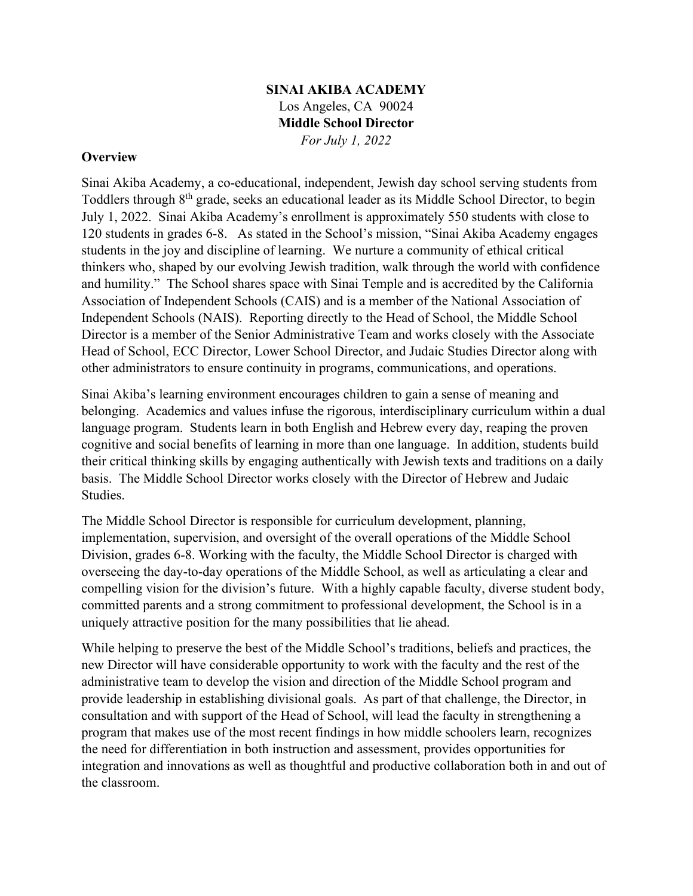**SINAI AKIBA ACADEMY**
Los Angeles, CA 90024
**Middle School Director**
*For July 1, 2022*

## Overview

Sinai Akiba Academy, a co-educational, independent, Jewish day school serving students from Toddlers through 8th grade, seeks an educational leader as its Middle School Director, to begin July 1, 2022. Sinai Akiba Academy's enrollment is approximately 550 students with close to 120 students in grades 6-8. As stated in the School's mission, "Sinai Akiba Academy engages students in the joy and discipline of learning. We nurture a community of ethical critical thinkers who, shaped by our evolving Jewish tradition, walk through the world with confidence and humility." The School shares space with Sinai Temple and is accredited by the California Association of Independent Schools (CAIS) and is a member of the National Association of Independent Schools (NAIS). Reporting directly to the Head of School, the Middle School Director is a member of the Senior Administrative Team and works closely with the Associate Head of School, ECC Director, Lower School Director, and Judaic Studies Director along with other administrators to ensure continuity in programs, communications, and operations.

Sinai Akiba's learning environment encourages children to gain a sense of meaning and belonging. Academics and values infuse the rigorous, interdisciplinary curriculum within a dual language program. Students learn in both English and Hebrew every day, reaping the proven cognitive and social benefits of learning in more than one language. In addition, students build their critical thinking skills by engaging authentically with Jewish texts and traditions on a daily basis. The Middle School Director works closely with the Director of Hebrew and Judaic Studies.

The Middle School Director is responsible for curriculum development, planning, implementation, supervision, and oversight of the overall operations of the Middle School Division, grades 6-8. Working with the faculty, the Middle School Director is charged with overseeing the day-to-day operations of the Middle School, as well as articulating a clear and compelling vision for the division's future. With a highly capable faculty, diverse student body, committed parents and a strong commitment to professional development, the School is in a uniquely attractive position for the many possibilities that lie ahead.

While helping to preserve the best of the Middle School's traditions, beliefs and practices, the new Director will have considerable opportunity to work with the faculty and the rest of the administrative team to develop the vision and direction of the Middle School program and provide leadership in establishing divisional goals. As part of that challenge, the Director, in consultation and with support of the Head of School, will lead the faculty in strengthening a program that makes use of the most recent findings in how middle schoolers learn, recognizes the need for differentiation in both instruction and assessment, provides opportunities for integration and innovations as well as thoughtful and productive collaboration both in and out of the classroom.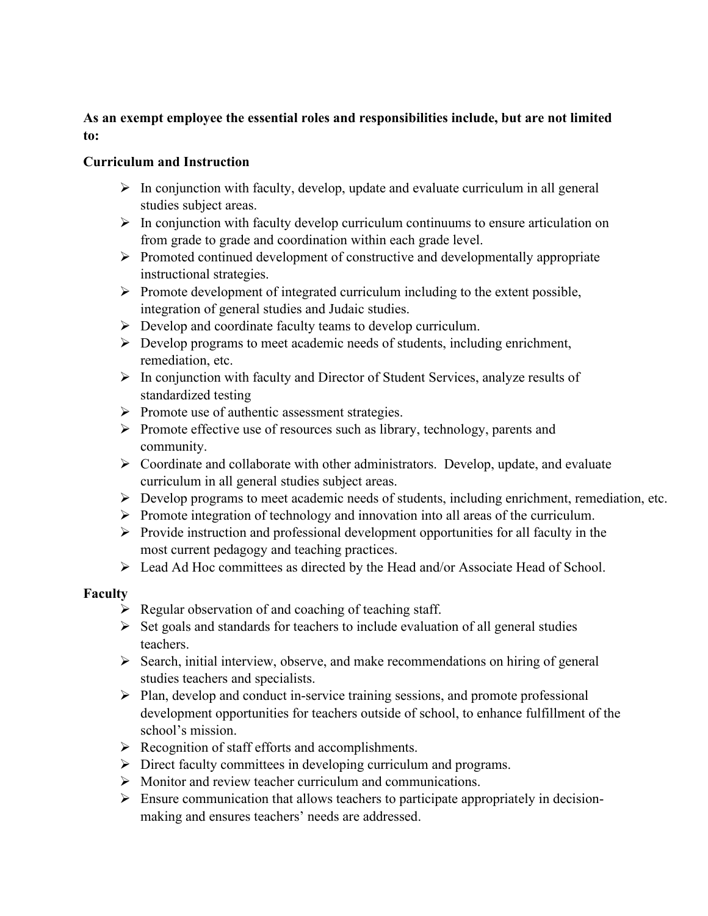**As an exempt employee the essential roles and responsibilities include, but are not limited to:**

**Curriculum and Instruction**

- In conjunction with faculty, develop, update and evaluate curriculum in all general studies subject areas.
- In conjunction with faculty develop curriculum continuums to ensure articulation on from grade to grade and coordination within each grade level.
- Promoted continued development of constructive and developmentally appropriate instructional strategies.
- Promote development of integrated curriculum including to the extent possible, integration of general studies and Judaic studies.
- Develop and coordinate faculty teams to develop curriculum.
- Develop programs to meet academic needs of students, including enrichment, remediation, etc.
- In conjunction with faculty and Director of Student Services, analyze results of standardized testing
- Promote use of authentic assessment strategies.
- Promote effective use of resources such as library, technology, parents and community.
- Coordinate and collaborate with other administrators. Develop, update, and evaluate curriculum in all general studies subject areas.
- Develop programs to meet academic needs of students, including enrichment, remediation, etc.
- Promote integration of technology and innovation into all areas of the curriculum.
- Provide instruction and professional development opportunities for all faculty in the most current pedagogy and teaching practices.
- Lead Ad Hoc committees as directed by the Head and/or Associate Head of School.

**Faculty**

- Regular observation of and coaching of teaching staff.
- Set goals and standards for teachers to include evaluation of all general studies teachers.
- Search, initial interview, observe, and make recommendations on hiring of general studies teachers and specialists.
- Plan, develop and conduct in-service training sessions, and promote professional development opportunities for teachers outside of school, to enhance fulfillment of the school's mission.
- Recognition of staff efforts and accomplishments.
- Direct faculty committees in developing curriculum and programs.
- Monitor and review teacher curriculum and communications.
- Ensure communication that allows teachers to participate appropriately in decision-making and ensures teachers' needs are addressed.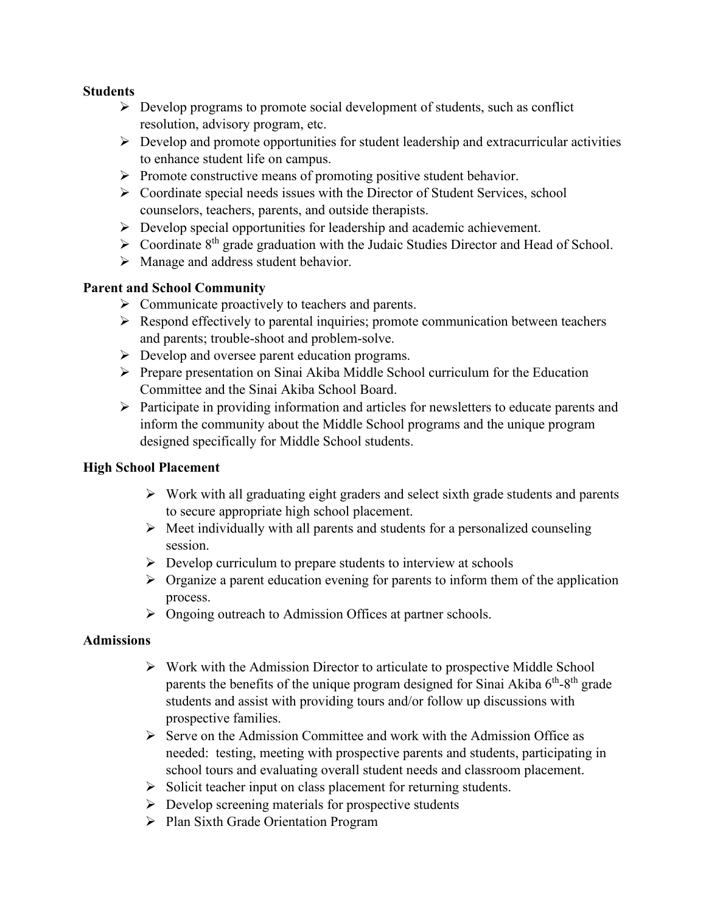**Students**

- Develop programs to promote social development of students, such as conflict resolution, advisory program, etc.
- Develop and promote opportunities for student leadership and extracurricular activities to enhance student life on campus.
- Promote constructive means of promoting positive student behavior.
- Coordinate special needs issues with the Director of Student Services, school counselors, teachers, parents, and outside therapists.
- Develop special opportunities for leadership and academic achievement.
- Coordinate 8th grade graduation with the Judaic Studies Director and Head of School.
- Manage and address student behavior.

**Parent and School Community**

- Communicate proactively to teachers and parents.
- Respond effectively to parental inquiries; promote communication between teachers and parents; trouble-shoot and problem-solve.
- Develop and oversee parent education programs.
- Prepare presentation on Sinai Akiba Middle School curriculum for the Education Committee and the Sinai Akiba School Board.
- Participate in providing information and articles for newsletters to educate parents and inform the community about the Middle School programs and the unique program designed specifically for Middle School students.

**High School Placement**

- Work with all graduating eight graders and select sixth grade students and parents to secure appropriate high school placement.
- Meet individually with all parents and students for a personalized counseling session.
- Develop curriculum to prepare students to interview at schools
- Organize a parent education evening for parents to inform them of the application process.
- Ongoing outreach to Admission Offices at partner schools.

**Admissions**

- Work with the Admission Director to articulate to prospective Middle School parents the benefits of the unique program designed for Sinai Akiba 6th-8th grade students and assist with providing tours and/or follow up discussions with prospective families.
- Serve on the Admission Committee and work with the Admission Office as needed: testing, meeting with prospective parents and students, participating in school tours and evaluating overall student needs and classroom placement.
- Solicit teacher input on class placement for returning students.
- Develop screening materials for prospective students
- Plan Sixth Grade Orientation Program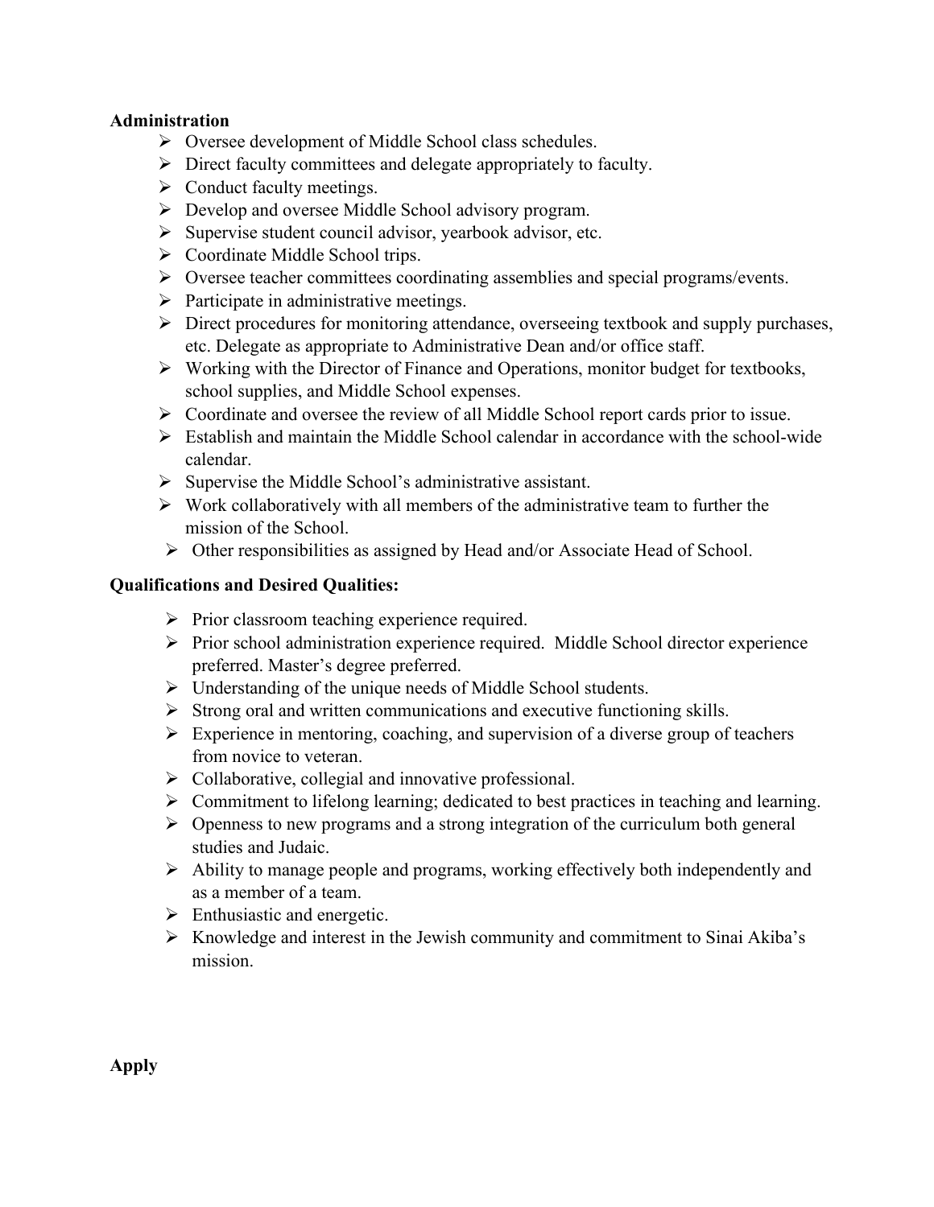**Administration**

- Oversee development of Middle School class schedules.
- Direct faculty committees and delegate appropriately to faculty.
- Conduct faculty meetings.
- Develop and oversee Middle School advisory program.
- Supervise student council advisor, yearbook advisor, etc.
- Coordinate Middle School trips.
- Oversee teacher committees coordinating assemblies and special programs/events.
- Participate in administrative meetings.
- Direct procedures for monitoring attendance, overseeing textbook and supply purchases, etc. Delegate as appropriate to Administrative Dean and/or office staff.
- Working with the Director of Finance and Operations, monitor budget for textbooks, school supplies, and Middle School expenses.
- Coordinate and oversee the review of all Middle School report cards prior to issue.
- Establish and maintain the Middle School calendar in accordance with the school-wide calendar.
- Supervise the Middle School's administrative assistant.
- Work collaboratively with all members of the administrative team to further the mission of the School.
- Other responsibilities as assigned by Head and/or Associate Head of School.

**Qualifications and Desired Qualities:**

- Prior classroom teaching experience required.
- Prior school administration experience required. Middle School director experience preferred. Master's degree preferred.
- Understanding of the unique needs of Middle School students.
- Strong oral and written communications and executive functioning skills.
- Experience in mentoring, coaching, and supervision of a diverse group of teachers from novice to veteran.
- Collaborative, collegial and innovative professional.
- Commitment to lifelong learning; dedicated to best practices in teaching and learning.
- Openness to new programs and a strong integration of the curriculum both general studies and Judaic.
- Ability to manage people and programs, working effectively both independently and as a member of a team.
- Enthusiastic and energetic.
- Knowledge and interest in the Jewish community and commitment to Sinai Akiba's mission.

**Apply**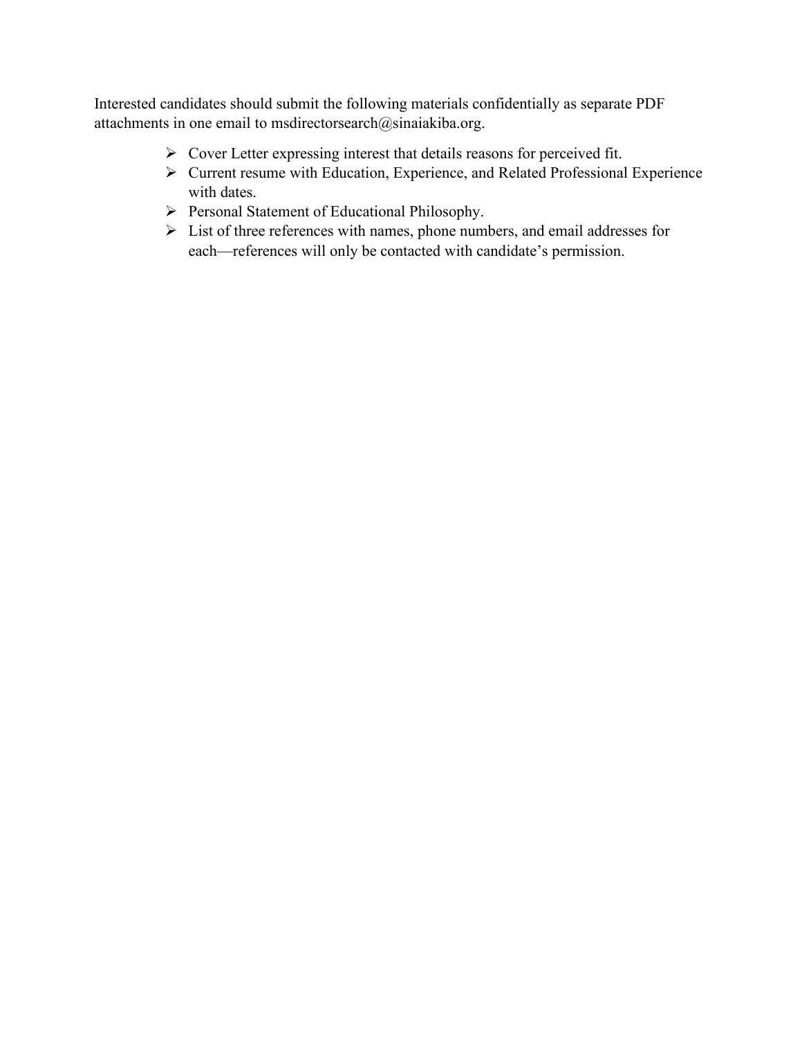Interested candidates should submit the following materials confidentially as separate PDF attachments in one email to msdirectorsearch@sinaiakiba.org.

- Cover Letter expressing interest that details reasons for perceived fit.
- Current resume with Education, Experience, and Related Professional Experience with dates.
- Personal Statement of Educational Philosophy.
- List of three references with names, phone numbers, and email addresses for each—references will only be contacted with candidate's permission.